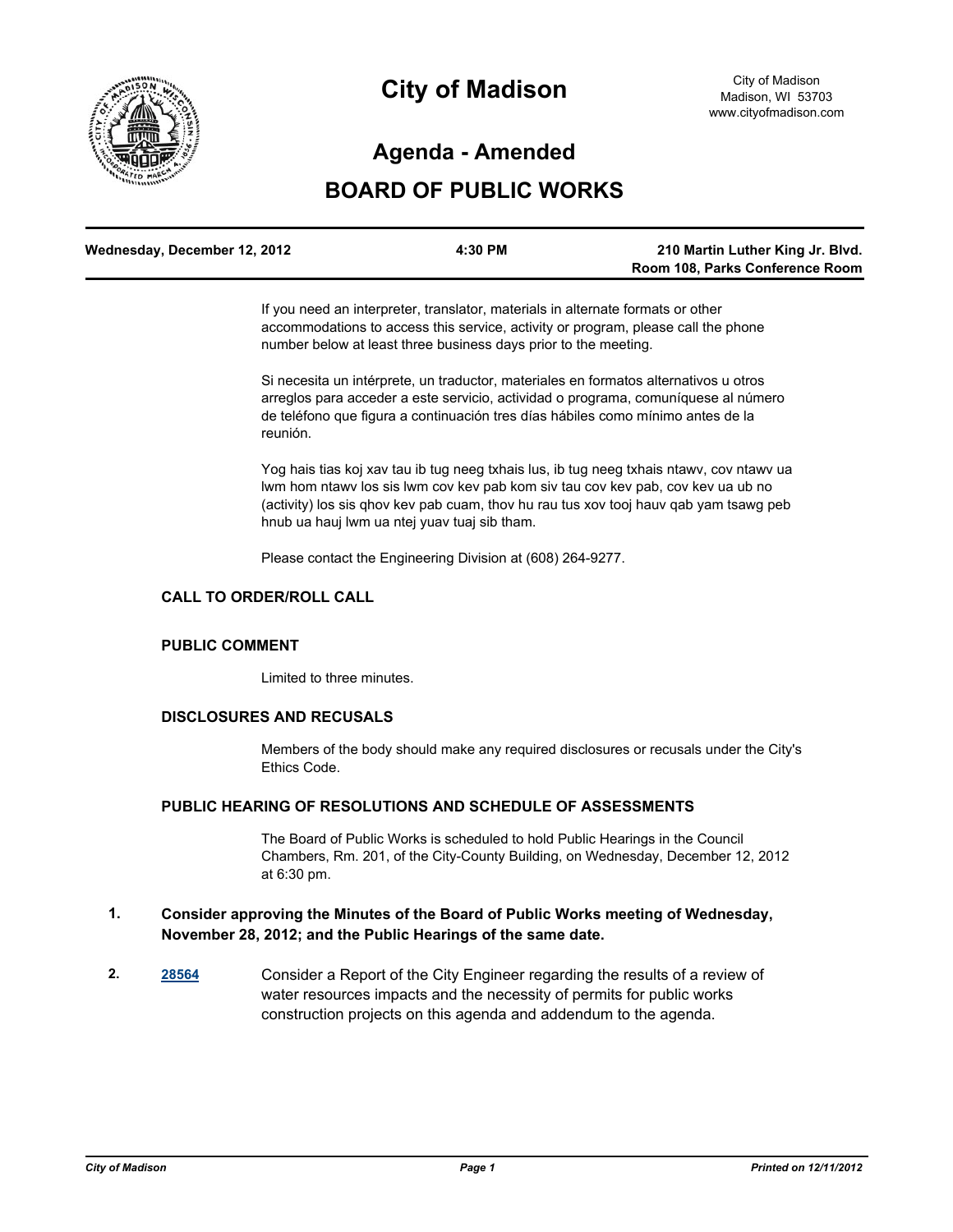# City of Madison

City of Madison
Madison, WI 53703
www.cityofmadison.com

## Agenda - Amended

## BOARD OF PUBLIC WORKS

| Wednesday, December 12, 2012 | 4:30 PM | 210 Martin Luther King Jr. Blvd. Room 108, Parks Conference Room |
| --- | --- | --- |

If you need an interpreter, translator, materials in alternate formats or other accommodations to access this service, activity or program, please call the phone number below at least three business days prior to the meeting.

Si necesita un intérprete, un traductor, materiales en formatos alternativos u otros arreglos para acceder a este servicio, actividad o programa, comuníquese al número de teléfono que figura a continuación tres días hábiles como mínimo antes de la reunión.

Yog hais tias koj xav tau ib tug neeg txhais lus, ib tug neeg txhais ntawv, cov ntawv ua lwm hom ntawv los sis lwm cov kev pab kom siv tau cov kev pab, cov kev ua ub no (activity) los sis qhov kev pab cuam, thov hu rau tus xov tooj hauv qab yam tsawg peb hnub ua hauj lwm ua ntej yuav tuaj sib tham.

Please contact the Engineering Division at (608) 264-9277.

### CALL TO ORDER/ROLL CALL

### PUBLIC COMMENT

Limited to three minutes.

### DISCLOSURES AND RECUSALS

Members of the body should make any required disclosures or recusals under the City's Ethics Code.

### PUBLIC HEARING OF RESOLUTIONS AND SCHEDULE OF ASSESSMENTS

The Board of Public Works is scheduled to hold Public Hearings in the Council Chambers, Rm. 201, of the City-County Building, on Wednesday, December 12, 2012 at 6:30 pm.

**1. Consider approving the Minutes of the Board of Public Works meeting of Wednesday, November 28, 2012; and the Public Hearings of the same date.**

**2.** 28564 Consider a Report of the City Engineer regarding the results of a review of water resources impacts and the necessity of permits for public works construction projects on this agenda and addendum to the agenda.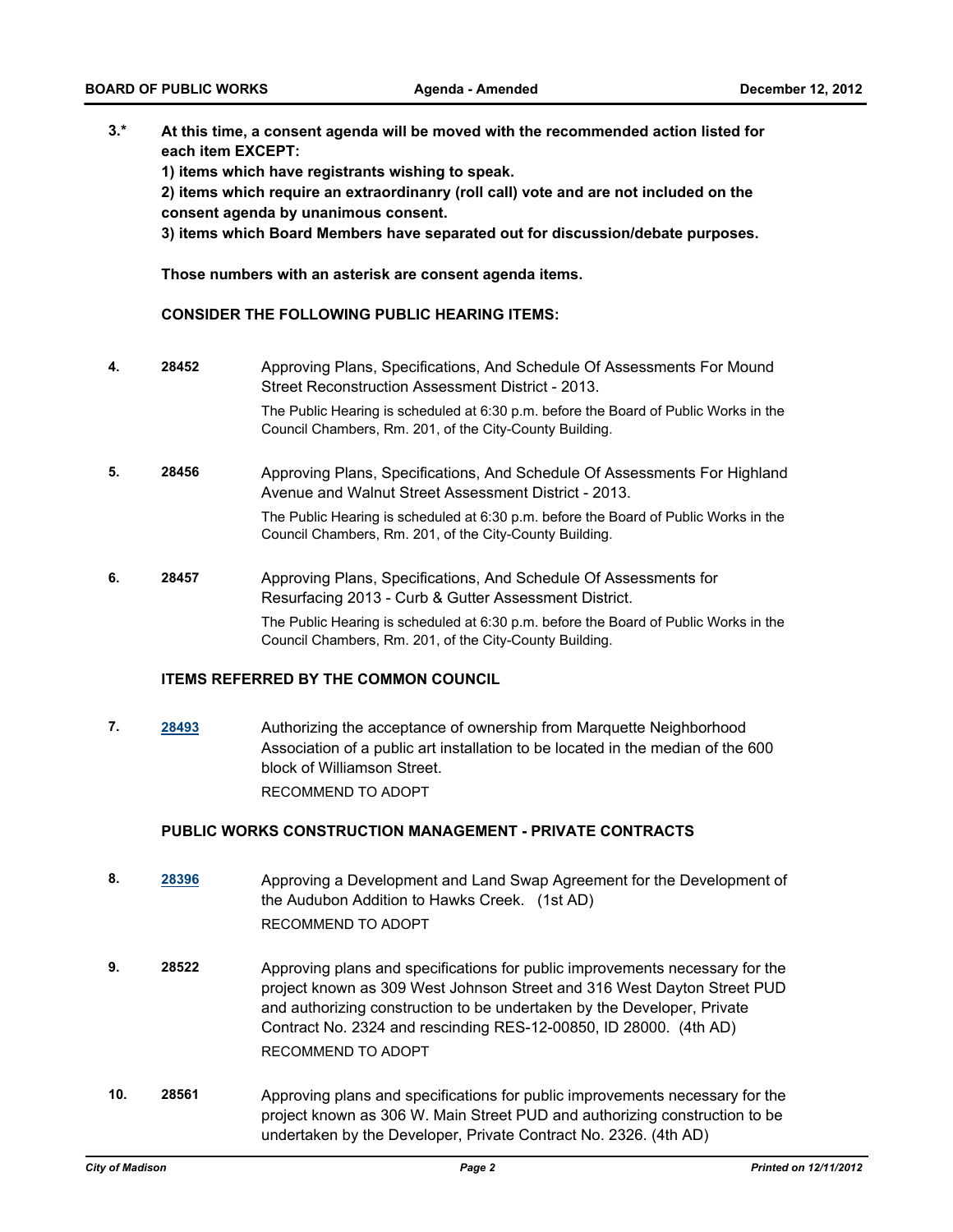**3.*** **At this time, a consent agenda will be moved with the recommended action listed for each item EXCEPT:**

**1) items which have registrants wishing to speak.**

**2) items which require an extraordinanry (roll call) vote and are not included on the consent agenda by unanimous consent.**

**3) items which Board Members have separated out for discussion/debate purposes.**

**Those numbers with an asterisk are consent agenda items.**

**CONSIDER THE FOLLOWING PUBLIC HEARING ITEMS:**

**4.** **28452** Approving Plans, Specifications, And Schedule Of Assessments For Mound Street Reconstruction Assessment District - 2013.

The Public Hearing is scheduled at 6:30 p.m. before the Board of Public Works in the Council Chambers, Rm. 201, of the City-County Building.

**5.** **28456** Approving Plans, Specifications, And Schedule Of Assessments For Highland Avenue and Walnut Street Assessment District - 2013.

The Public Hearing is scheduled at 6:30 p.m. before the Board of Public Works in the Council Chambers, Rm. 201, of the City-County Building.

**6.** **28457** Approving Plans, Specifications, And Schedule Of Assessments for Resurfacing 2013 - Curb & Gutter Assessment District.

The Public Hearing is scheduled at 6:30 p.m. before the Board of Public Works in the Council Chambers, Rm. 201, of the City-County Building.

**ITEMS REFERRED BY THE COMMON COUNCIL**

**7.** **28493** Authorizing the acceptance of ownership from Marquette Neighborhood Association of a public art installation to be located in the median of the 600 block of Williamson Street.

RECOMMEND TO ADOPT

**PUBLIC WORKS CONSTRUCTION MANAGEMENT - PRIVATE CONTRACTS**

**8.** **28396** Approving a Development and Land Swap Agreement for the Development of the Audubon Addition to Hawks Creek. (1st AD)

RECOMMEND TO ADOPT

**9.** **28522** Approving plans and specifications for public improvements necessary for the project known as 309 West Johnson Street and 316 West Dayton Street PUD and authorizing construction to be undertaken by the Developer, Private Contract No. 2324 and rescinding RES-12-00850, ID 28000. (4th AD)

RECOMMEND TO ADOPT

**10.** **28561** Approving plans and specifications for public improvements necessary for the project known as 306 W. Main Street PUD and authorizing construction to be undertaken by the Developer, Private Contract No. 2326. (4th AD)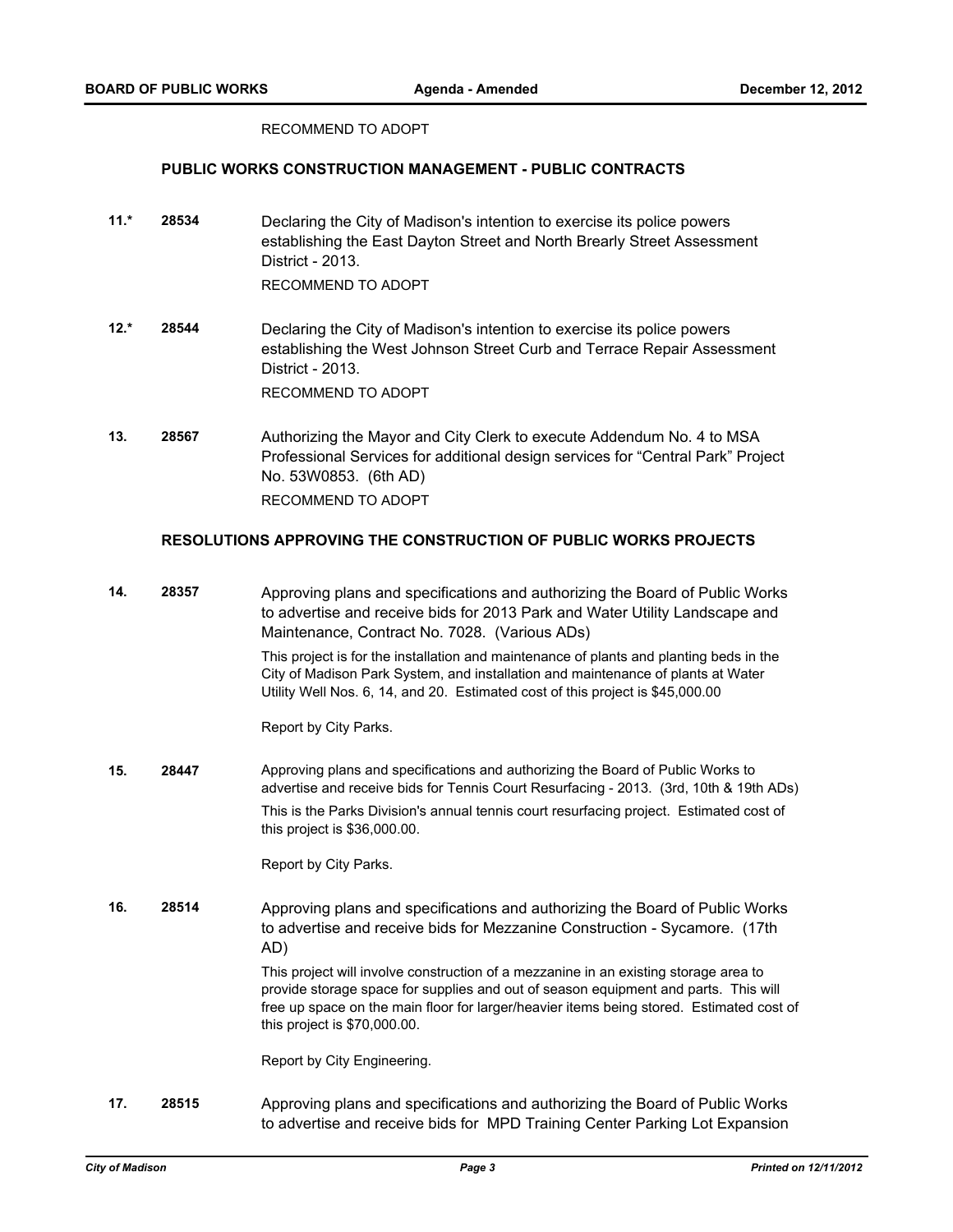RECOMMEND TO ADOPT

### PUBLIC WORKS CONSTRUCTION MANAGEMENT - PUBLIC CONTRACTS

**11.*** **28534** Declaring the City of Madison's intention to exercise its police powers establishing the East Dayton Street and North Brearly Street Assessment District - 2013.

RECOMMEND TO ADOPT

**12.*** **28544** Declaring the City of Madison's intention to exercise its police powers establishing the West Johnson Street Curb and Terrace Repair Assessment District - 2013.

RECOMMEND TO ADOPT

**13.** **28567** Authorizing the Mayor and City Clerk to execute Addendum No. 4 to MSA Professional Services for additional design services for "Central Park" Project No. 53W0853. (6th AD)

RECOMMEND TO ADOPT

### RESOLUTIONS APPROVING THE CONSTRUCTION OF PUBLIC WORKS PROJECTS

**14.** **28357** Approving plans and specifications and authorizing the Board of Public Works to advertise and receive bids for 2013 Park and Water Utility Landscape and Maintenance, Contract No. 7028. (Various ADs)

This project is for the installation and maintenance of plants and planting beds in the City of Madison Park System, and installation and maintenance of plants at Water Utility Well Nos. 6, 14, and 20. Estimated cost of this project is $45,000.00

Report by City Parks.

**15.** **28447** Approving plans and specifications and authorizing the Board of Public Works to advertise and receive bids for Tennis Court Resurfacing - 2013. (3rd, 10th & 19th ADs)

This is the Parks Division's annual tennis court resurfacing project. Estimated cost of this project is $36,000.00.

Report by City Parks.

**16.** **28514** Approving plans and specifications and authorizing the Board of Public Works to advertise and receive bids for Mezzanine Construction - Sycamore. (17th AD)

This project will involve construction of a mezzanine in an existing storage area to provide storage space for supplies and out of season equipment and parts. This will free up space on the main floor for larger/heavier items being stored. Estimated cost of this project is $70,000.00.

Report by City Engineering.

**17.** **28515** Approving plans and specifications and authorizing the Board of Public Works to advertise and receive bids for MPD Training Center Parking Lot Expansion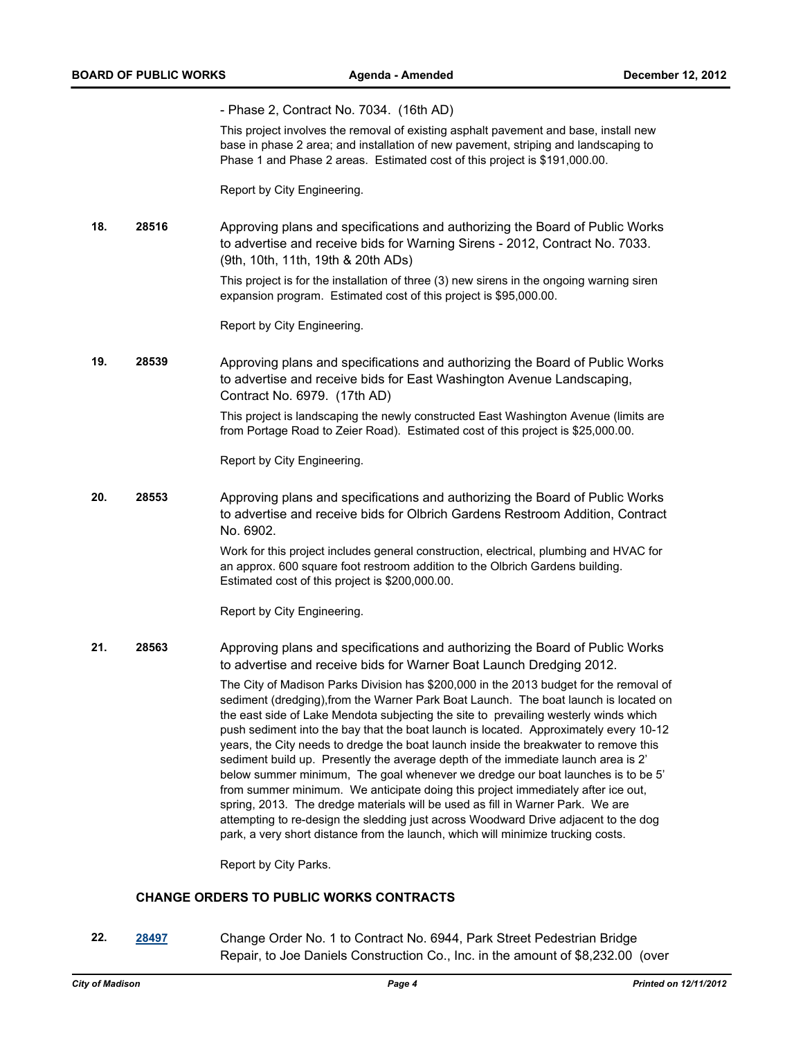- Phase 2, Contract No. 7034. (16th AD)

This project involves the removal of existing asphalt pavement and base, install new base in phase 2 area; and installation of new pavement, striping and landscaping to Phase 1 and Phase 2 areas. Estimated cost of this project is $191,000.00.

Report by City Engineering.

**18.** **28516** Approving plans and specifications and authorizing the Board of Public Works to advertise and receive bids for Warning Sirens - 2012, Contract No. 7033. (9th, 10th, 11th, 19th & 20th ADs)

This project is for the installation of three (3) new sirens in the ongoing warning siren expansion program. Estimated cost of this project is $95,000.00.

Report by City Engineering.

**19.** **28539** Approving plans and specifications and authorizing the Board of Public Works to advertise and receive bids for East Washington Avenue Landscaping, Contract No. 6979. (17th AD)

This project is landscaping the newly constructed East Washington Avenue (limits are from Portage Road to Zeier Road). Estimated cost of this project is $25,000.00.

Report by City Engineering.

**20.** **28553** Approving plans and specifications and authorizing the Board of Public Works to advertise and receive bids for Olbrich Gardens Restroom Addition, Contract No. 6902.

Work for this project includes general construction, electrical, plumbing and HVAC for an approx. 600 square foot restroom addition to the Olbrich Gardens building. Estimated cost of this project is $200,000.00.

Report by City Engineering.

**21.** **28563** Approving plans and specifications and authorizing the Board of Public Works to advertise and receive bids for Warner Boat Launch Dredging 2012.

The City of Madison Parks Division has $200,000 in the 2013 budget for the removal of sediment (dredging),from the Warner Park Boat Launch. The boat launch is located on the east side of Lake Mendota subjecting the site to prevailing westerly winds which push sediment into the bay that the boat launch is located. Approximately every 10-12 years, the City needs to dredge the boat launch inside the breakwater to remove this sediment build up. Presently the average depth of the immediate launch area is 2' below summer minimum, The goal whenever we dredge our boat launches is to be 5' from summer minimum. We anticipate doing this project immediately after ice out, spring, 2013. The dredge materials will be used as fill in Warner Park. We are attempting to re-design the sledding just across Woodward Drive adjacent to the dog park, a very short distance from the launch, which will minimize trucking costs.

Report by City Parks.

### CHANGE ORDERS TO PUBLIC WORKS CONTRACTS

**22.** **28497** Change Order No. 1 to Contract No. 6944, Park Street Pedestrian Bridge Repair, to Joe Daniels Construction Co., Inc. in the amount of $8,232.00 (over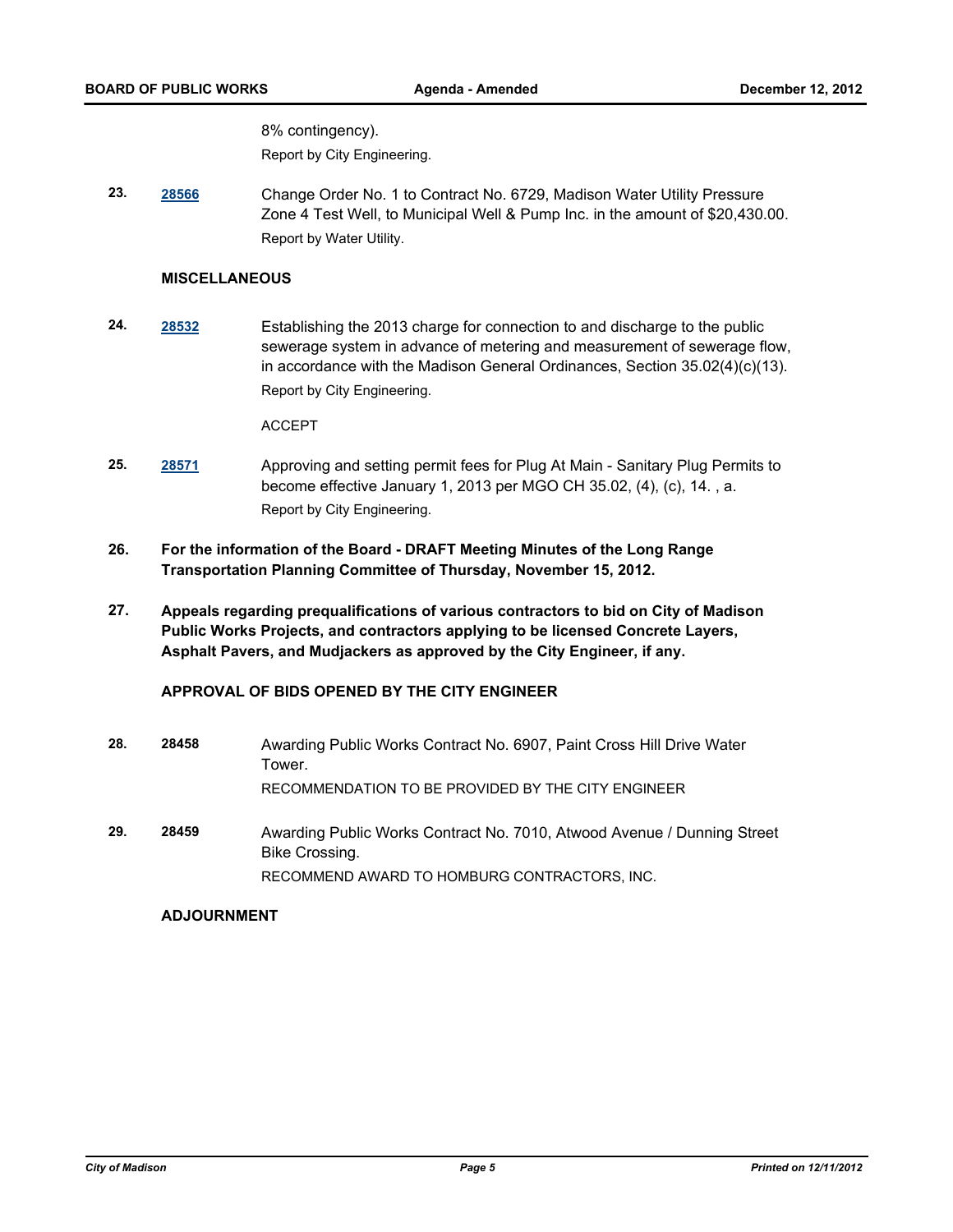8% contingency).

Report by City Engineering.

**23.** **28566** Change Order No. 1 to Contract No. 6729, Madison Water Utility Pressure Zone 4 Test Well, to Municipal Well & Pump Inc. in the amount of $20,430.00.

Report by Water Utility.

## MISCELLANEOUS

**24.** **28532** Establishing the 2013 charge for connection to and discharge to the public sewerage system in advance of metering and measurement of sewerage flow, in accordance with the Madison General Ordinances, Section 35.02(4)(c)(13).

Report by City Engineering.

ACCEPT

**25.** **28571** Approving and setting permit fees for Plug At Main - Sanitary Plug Permits to become effective January 1, 2013 per MGO CH 35.02, (4), (c), 14. , a.

Report by City Engineering.

**26.** **For the information of the Board - DRAFT Meeting Minutes of the Long Range Transportation Planning Committee of Thursday, November 15, 2012.**

**27.** **Appeals regarding prequalifications of various contractors to bid on City of Madison Public Works Projects, and contractors applying to be licensed Concrete Layers, Asphalt Pavers, and Mudjackers as approved by the City Engineer, if any.**

## APPROVAL OF BIDS OPENED BY THE CITY ENGINEER

**28.** **28458** Awarding Public Works Contract No. 6907, Paint Cross Hill Drive Water Tower.

RECOMMENDATION TO BE PROVIDED BY THE CITY ENGINEER

**29.** **28459** Awarding Public Works Contract No. 7010, Atwood Avenue / Dunning Street Bike Crossing.

RECOMMEND AWARD TO HOMBURG CONTRACTORS, INC.

## ADJOURNMENT